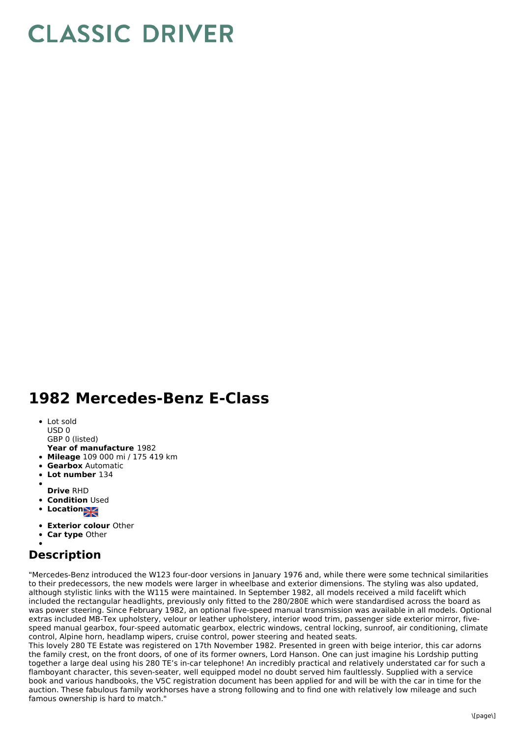# CLASSIC DRIVER

## 1982 Mercedes-Benz E-Class

- Lot sold
  USD 0
  GBP 0 (listed)
  **Year of manufacture** 1982
- **Mileage** 109 000 mi / 175 419 km
- **Gearbox** Automatic
- **Lot number** 134
- 
  **Drive** RHD
- **Condition** Used
- **Location**
- **Exterior colour** Other
- **Car type** Other
- 

## Description

"Mercedes-Benz introduced the W123 four-door versions in January 1976 and, while there were some technical similarities to their predecessors, the new models were larger in wheelbase and exterior dimensions. The styling was also updated, although stylistic links with the W115 were maintained. In September 1982, all models received a mild facelift which included the rectangular headlights, previously only fitted to the 280/280E which were standardised across the board as was power steering. Since February 1982, an optional five-speed manual transmission was available in all models. Optional extras included MB-Tex upholstery, velour or leather upholstery, interior wood trim, passenger side exterior mirror, five-speed manual gearbox, four-speed automatic gearbox, electric windows, central locking, sunroof, air conditioning, climate control, Alpine horn, headlamp wipers, cruise control, power steering and heated seats.
This lovely 280 TE Estate was registered on 17th November 1982. Presented in green with beige interior, this car adorns the family crest, on the front doors, of one of its former owners, Lord Hanson. One can just imagine his Lordship putting together a large deal using his 280 TE's in-car telephone! An incredibly practical and relatively understated car for such a flamboyant character, this seven-seater, well equipped model no doubt served him faultlessly. Supplied with a service book and various handbooks, the V5C registration document has been applied for and will be with the car in time for the auction. These fabulous family workhorses have a strong following and to find one with relatively low mileage and such famous ownership is hard to match."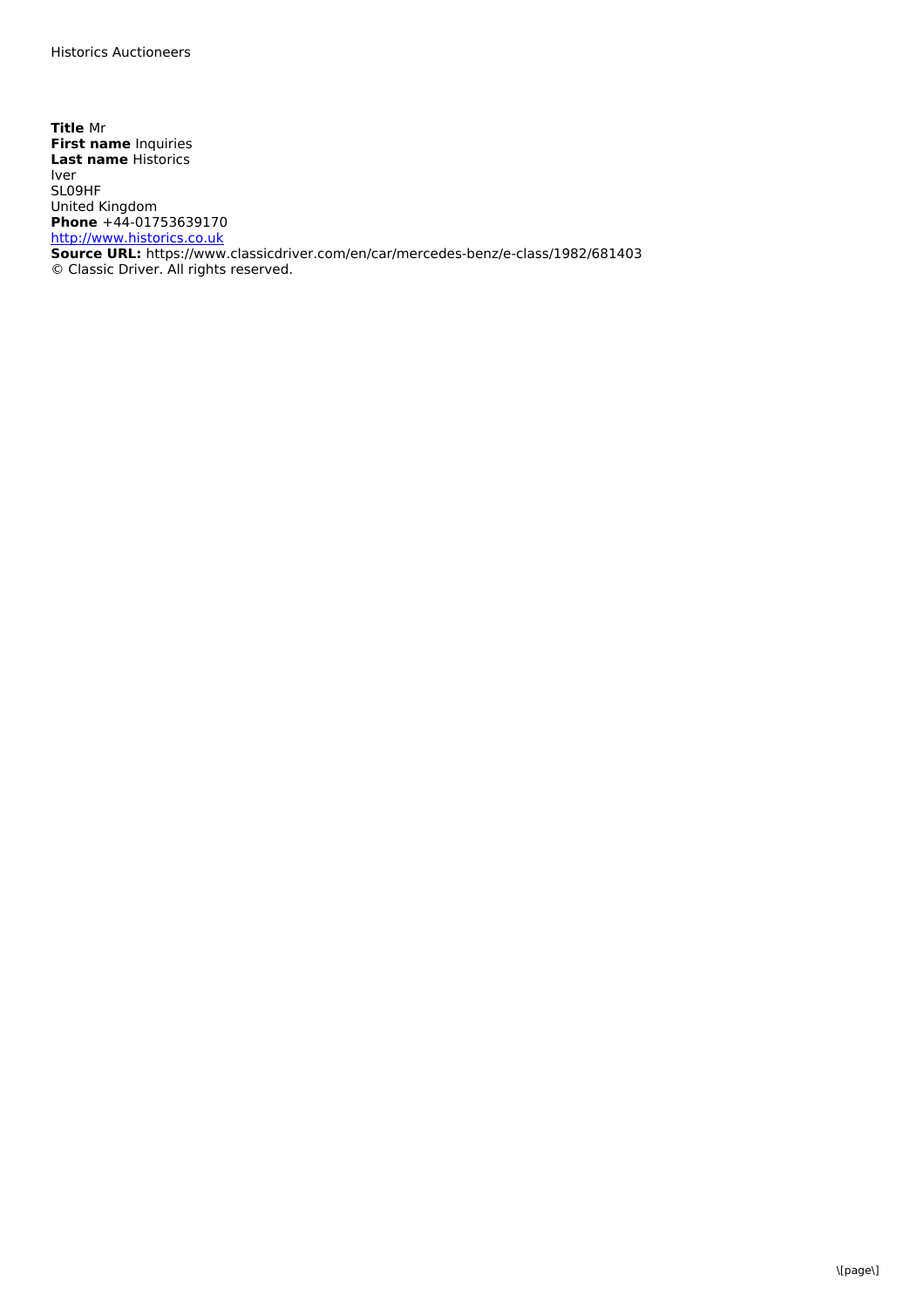Historics Auctioneers

**Title** Mr
**First name** Inquiries
**Last name** Historics
Iver
SL09HF
United Kingdom
**Phone** +44-01753639170
http://www.historics.co.uk
**Source URL:** https://www.classicdriver.com/en/car/mercedes-benz/e-class/1982/681403
© Classic Driver. All rights reserved.